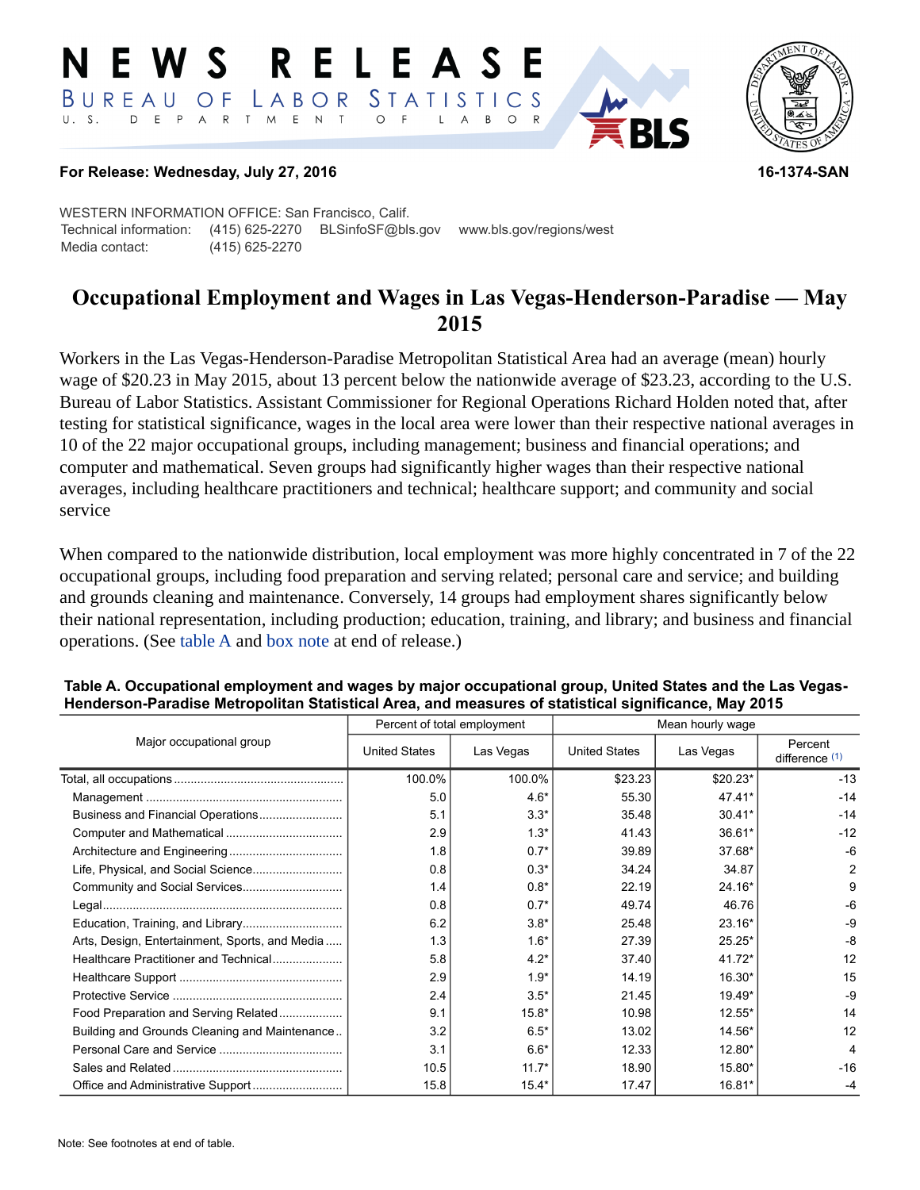# NEWS RELEASE
## BUREAU OF LABOR STATISTICS
U. S. DEPARTMENT OF LABOR

**For Release: Wednesday, July 27, 2016**

**16-1374-SAN**

WESTERN INFORMATION OFFICE: San Francisco, Calif.
Technical information: (415) 625-2270 BLSinfoSF@bls.gov www.bls.gov/regions/west
Media contact: (415) 625-2270

# Occupational Employment and Wages in Las Vegas-Henderson-Paradise — May 2015

Workers in the Las Vegas-Henderson-Paradise Metropolitan Statistical Area had an average (mean) hourly wage of $20.23 in May 2015, about 13 percent below the nationwide average of $23.23, according to the U.S. Bureau of Labor Statistics. Assistant Commissioner for Regional Operations Richard Holden noted that, after testing for statistical significance, wages in the local area were lower than their respective national averages in 10 of the 22 major occupational groups, including management; business and financial operations; and computer and mathematical. Seven groups had significantly higher wages than their respective national averages, including healthcare practitioners and technical; healthcare support; and community and social service

When compared to the nationwide distribution, local employment was more highly concentrated in 7 of the 22 occupational groups, including food preparation and serving related; personal care and service; and building and grounds cleaning and maintenance. Conversely, 14 groups had employment shares significantly below their national representation, including production; education, training, and library; and business and financial operations. (See table A and box note at end of release.)

**Table A. Occupational employment and wages by major occupational group, United States and the Las Vegas-Henderson-Paradise Metropolitan Statistical Area, and measures of statistical significance, May 2015**

| Major occupational group | Percent of total employment | | Mean hourly wage | | |
|---|---|---|---|---|---|
| | United States | Las Vegas | United States | Las Vegas | Percent difference (1) |
| Total, all occupations | 100.0% | 100.0% | $23.23 | $20.23* | -13 |
| Management | 5.0 | 4.6* | 55.30 | 47.41* | -14 |
| Business and Financial Operations | 5.1 | 3.3* | 35.48 | 30.41* | -14 |
| Computer and Mathematical | 2.9 | 1.3* | 41.43 | 36.61* | -12 |
| Architecture and Engineering | 1.8 | 0.7* | 39.89 | 37.68* | -6 |
| Life, Physical, and Social Science | 0.8 | 0.3* | 34.24 | 34.87 | 2 |
| Community and Social Services | 1.4 | 0.8* | 22.19 | 24.16* | 9 |
| Legal | 0.8 | 0.7* | 49.74 | 46.76 | -6 |
| Education, Training, and Library | 6.2 | 3.8* | 25.48 | 23.16* | -9 |
| Arts, Design, Entertainment, Sports, and Media | 1.3 | 1.6* | 27.39 | 25.25* | -8 |
| Healthcare Practitioner and Technical | 5.8 | 4.2* | 37.40 | 41.72* | 12 |
| Healthcare Support | 2.9 | 1.9* | 14.19 | 16.30* | 15 |
| Protective Service | 2.4 | 3.5* | 21.45 | 19.49* | -9 |
| Food Preparation and Serving Related | 9.1 | 15.8* | 10.98 | 12.55* | 14 |
| Building and Grounds Cleaning and Maintenance | 3.2 | 6.5* | 13.02 | 14.56* | 12 |
| Personal Care and Service | 3.1 | 6.6* | 12.33 | 12.80* | 4 |
| Sales and Related | 10.5 | 11.7* | 18.90 | 15.80* | -16 |
| Office and Administrative Support | 15.8 | 15.4* | 17.47 | 16.81* | -4 |

Note: See footnotes at end of table.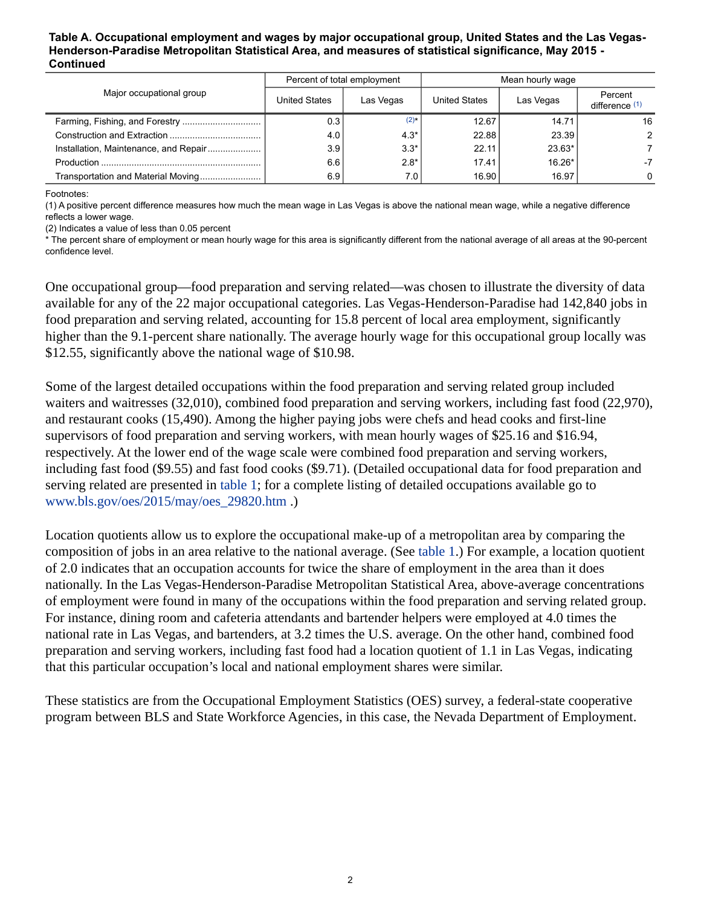**Table A. Occupational employment and wages by major occupational group, United States and the Las Vegas-Henderson-Paradise Metropolitan Statistical Area, and measures of statistical significance, May 2015 - Continued**

| Major occupational group | Percent of total employment | | Mean hourly wage | | |
|---|---|---|---|---|---|
| | United States | Las Vegas | United States | Las Vegas | Percent difference (1) |
| Farming, Fishing, and Forestry | 0.3 | (2)* | 12.67 | 14.71 | 16 |
| Construction and Extraction | 4.0 | 4.3* | 22.88 | 23.39 | 2 |
| Installation, Maintenance, and Repair | 3.9 | 3.3* | 22.11 | 23.63* | 7 |
| Production | 6.6 | 2.8* | 17.41 | 16.26* | -7 |
| Transportation and Material Moving | 6.9 | 7.0 | 16.90 | 16.97 | 0 |

Footnotes:
(1) A positive percent difference measures how much the mean wage in Las Vegas is above the national mean wage, while a negative difference reflects a lower wage.
(2) Indicates a value of less than 0.05 percent
* The percent share of employment or mean hourly wage for this area is significantly different from the national average of all areas at the 90-percent confidence level.

One occupational group—food preparation and serving related—was chosen to illustrate the diversity of data available for any of the 22 major occupational categories. Las Vegas-Henderson-Paradise had 142,840 jobs in food preparation and serving related, accounting for 15.8 percent of local area employment, significantly higher than the 9.1-percent share nationally. The average hourly wage for this occupational group locally was $12.55, significantly above the national wage of $10.98.

Some of the largest detailed occupations within the food preparation and serving related group included waiters and waitresses (32,010), combined food preparation and serving workers, including fast food (22,970), and restaurant cooks (15,490). Among the higher paying jobs were chefs and head cooks and first-line supervisors of food preparation and serving workers, with mean hourly wages of $25.16 and $16.94, respectively. At the lower end of the wage scale were combined food preparation and serving workers, including fast food ($9.55) and fast food cooks ($9.71). (Detailed occupational data for food preparation and serving related are presented in table 1; for a complete listing of detailed occupations available go to www.bls.gov/oes/2015/may/oes_29820.htm .)

Location quotients allow us to explore the occupational make-up of a metropolitan area by comparing the composition of jobs in an area relative to the national average. (See table 1.) For example, a location quotient of 2.0 indicates that an occupation accounts for twice the share of employment in the area than it does nationally. In the Las Vegas-Henderson-Paradise Metropolitan Statistical Area, above-average concentrations of employment were found in many of the occupations within the food preparation and serving related group. For instance, dining room and cafeteria attendants and bartender helpers were employed at 4.0 times the national rate in Las Vegas, and bartenders, at 3.2 times the U.S. average. On the other hand, combined food preparation and serving workers, including fast food had a location quotient of 1.1 in Las Vegas, indicating that this particular occupation's local and national employment shares were similar.

These statistics are from the Occupational Employment Statistics (OES) survey, a federal-state cooperative program between BLS and State Workforce Agencies, in this case, the Nevada Department of Employment.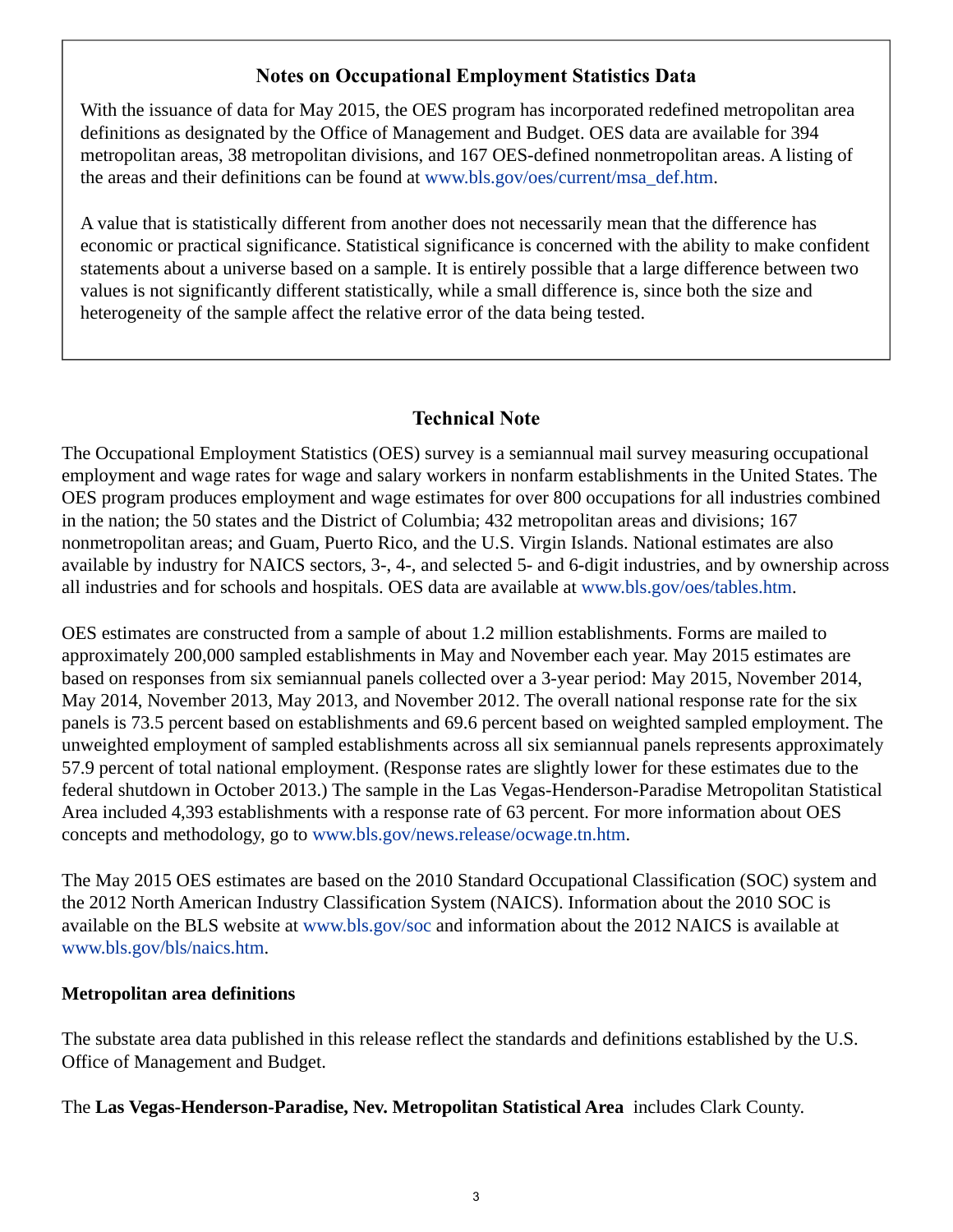## Notes on Occupational Employment Statistics Data

With the issuance of data for May 2015, the OES program has incorporated redefined metropolitan area definitions as designated by the Office of Management and Budget. OES data are available for 394 metropolitan areas, 38 metropolitan divisions, and 167 OES-defined nonmetropolitan areas. A listing of the areas and their definitions can be found at www.bls.gov/oes/current/msa_def.htm.

A value that is statistically different from another does not necessarily mean that the difference has economic or practical significance. Statistical significance is concerned with the ability to make confident statements about a universe based on a sample. It is entirely possible that a large difference between two values is not significantly different statistically, while a small difference is, since both the size and heterogeneity of the sample affect the relative error of the data being tested.

## Technical Note

The Occupational Employment Statistics (OES) survey is a semiannual mail survey measuring occupational employment and wage rates for wage and salary workers in nonfarm establishments in the United States. The OES program produces employment and wage estimates for over 800 occupations for all industries combined in the nation; the 50 states and the District of Columbia; 432 metropolitan areas and divisions; 167 nonmetropolitan areas; and Guam, Puerto Rico, and the U.S. Virgin Islands. National estimates are also available by industry for NAICS sectors, 3-, 4-, and selected 5- and 6-digit industries, and by ownership across all industries and for schools and hospitals. OES data are available at www.bls.gov/oes/tables.htm.

OES estimates are constructed from a sample of about 1.2 million establishments. Forms are mailed to approximately 200,000 sampled establishments in May and November each year. May 2015 estimates are based on responses from six semiannual panels collected over a 3-year period: May 2015, November 2014, May 2014, November 2013, May 2013, and November 2012. The overall national response rate for the six panels is 73.5 percent based on establishments and 69.6 percent based on weighted sampled employment. The unweighted employment of sampled establishments across all six semiannual panels represents approximately 57.9 percent of total national employment. (Response rates are slightly lower for these estimates due to the federal shutdown in October 2013.) The sample in the Las Vegas-Henderson-Paradise Metropolitan Statistical Area included 4,393 establishments with a response rate of 63 percent. For more information about OES concepts and methodology, go to www.bls.gov/news.release/ocwage.tn.htm.

The May 2015 OES estimates are based on the 2010 Standard Occupational Classification (SOC) system and the 2012 North American Industry Classification System (NAICS). Information about the 2010 SOC is available on the BLS website at www.bls.gov/soc and information about the 2012 NAICS is available at www.bls.gov/bls/naics.htm.

### Metropolitan area definitions

The substate area data published in this release reflect the standards and definitions established by the U.S. Office of Management and Budget.

The **Las Vegas-Henderson-Paradise, Nev. Metropolitan Statistical Area** includes Clark County.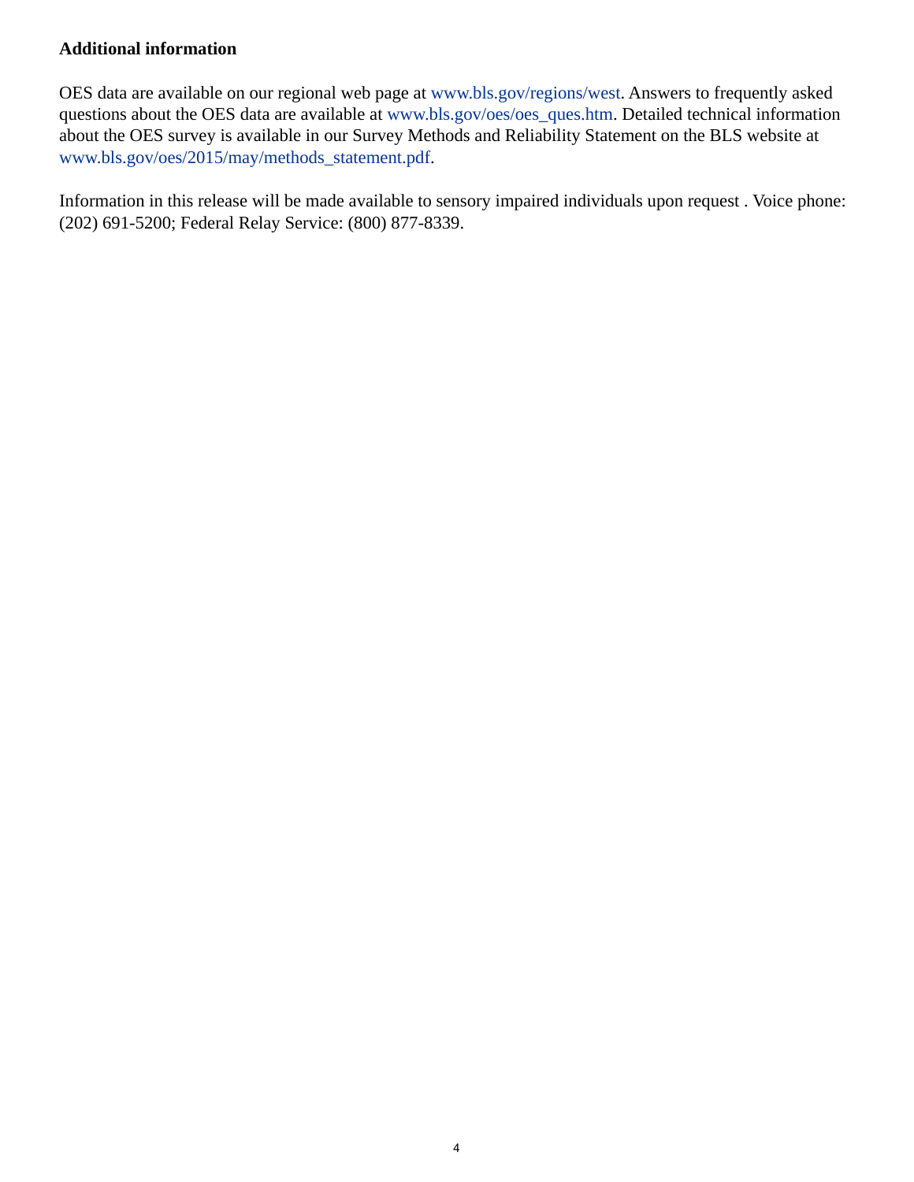### Additional information

OES data are available on our regional web page at www.bls.gov/regions/west. Answers to frequently asked questions about the OES data are available at www.bls.gov/oes/oes_ques.htm. Detailed technical information about the OES survey is available in our Survey Methods and Reliability Statement on the BLS website at www.bls.gov/oes/2015/may/methods_statement.pdf.

Information in this release will be made available to sensory impaired individuals upon request . Voice phone: (202) 691-5200; Federal Relay Service: (800) 877-8339.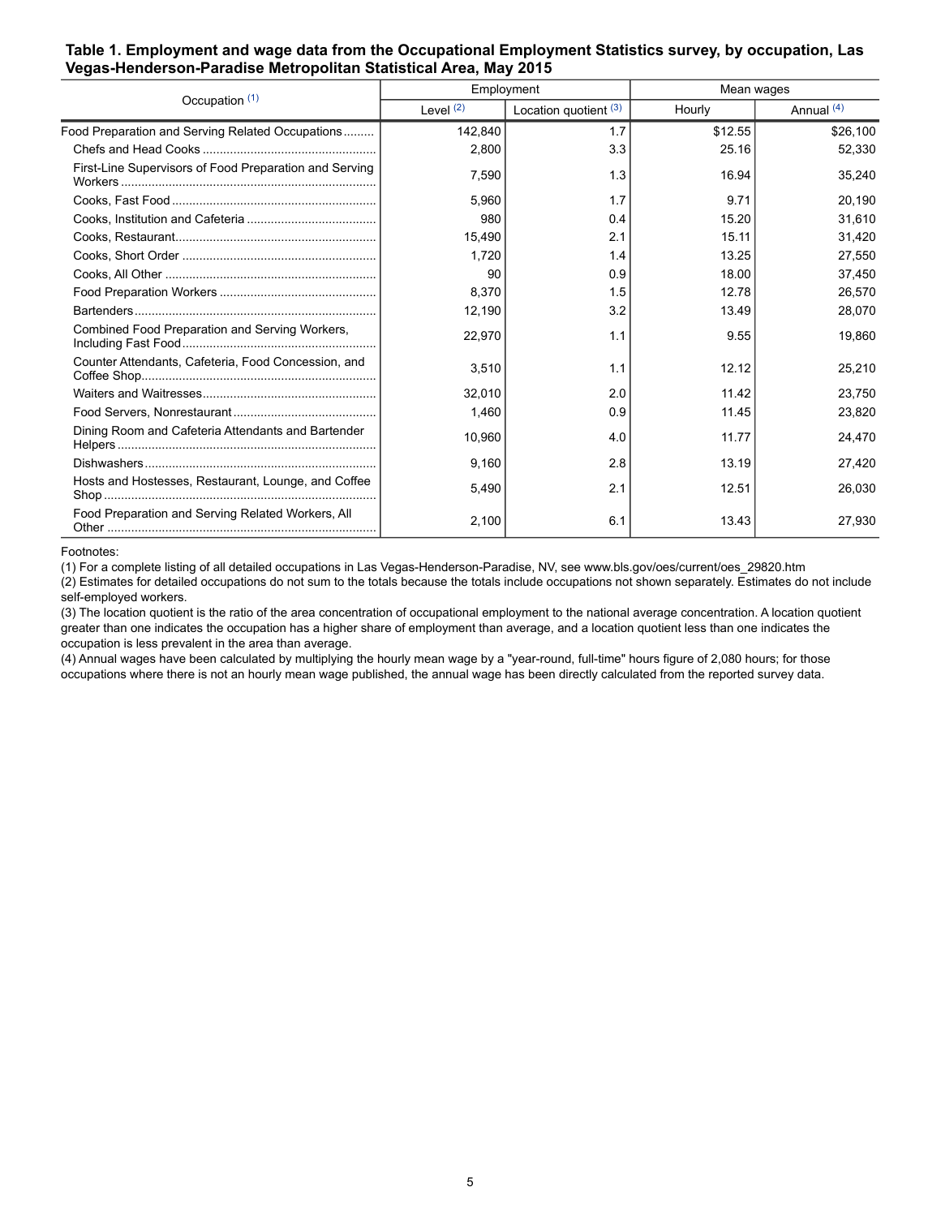**Table 1. Employment and wage data from the Occupational Employment Statistics survey, by occupation, Las Vegas-Henderson-Paradise Metropolitan Statistical Area, May 2015**

| Occupation [(1)] | Employment | | Mean wages | |
|---|---|---|---|---|
| | Level [(2)] | Location quotient [(3)] | Hourly | Annual [(4)] |
| Food Preparation and Serving Related Occupations | 142,840 | 1.7 | $12.55 | $26,100 |
| Chefs and Head Cooks | 2,800 | 3.3 | 25.16 | 52,330 |
| First-Line Supervisors of Food Preparation and Serving Workers | 7,590 | 1.3 | 16.94 | 35,240 |
| Cooks, Fast Food | 5,960 | 1.7 | 9.71 | 20,190 |
| Cooks, Institution and Cafeteria | 980 | 0.4 | 15.20 | 31,610 |
| Cooks, Restaurant | 15,490 | 2.1 | 15.11 | 31,420 |
| Cooks, Short Order | 1,720 | 1.4 | 13.25 | 27,550 |
| Cooks, All Other | 90 | 0.9 | 18.00 | 37,450 |
| Food Preparation Workers | 8,370 | 1.5 | 12.78 | 26,570 |
| Bartenders | 12,190 | 3.2 | 13.49 | 28,070 |
| Combined Food Preparation and Serving Workers, Including Fast Food | 22,970 | 1.1 | 9.55 | 19,860 |
| Counter Attendants, Cafeteria, Food Concession, and Coffee Shop | 3,510 | 1.1 | 12.12 | 25,210 |
| Waiters and Waitresses | 32,010 | 2.0 | 11.42 | 23,750 |
| Food Servers, Nonrestaurant | 1,460 | 0.9 | 11.45 | 23,820 |
| Dining Room and Cafeteria Attendants and Bartender Helpers | 10,960 | 4.0 | 11.77 | 24,470 |
| Dishwashers | 9,160 | 2.8 | 13.19 | 27,420 |
| Hosts and Hostesses, Restaurant, Lounge, and Coffee Shop | 5,490 | 2.1 | 12.51 | 26,030 |
| Food Preparation and Serving Related Workers, All Other | 2,100 | 6.1 | 13.43 | 27,930 |

Footnotes:

(1) For a complete listing of all detailed occupations in Las Vegas-Henderson-Paradise, NV, see www.bls.gov/oes/current/oes_29820.htm

(2) Estimates for detailed occupations do not sum to the totals because the totals include occupations not shown separately. Estimates do not include self-employed workers.

(3) The location quotient is the ratio of the area concentration of occupational employment to the national average concentration. A location quotient greater than one indicates the occupation has a higher share of employment than average, and a location quotient less than one indicates the occupation is less prevalent in the area than average.

(4) Annual wages have been calculated by multiplying the hourly mean wage by a "year-round, full-time" hours figure of 2,080 hours; for those occupations where there is not an hourly mean wage published, the annual wage has been directly calculated from the reported survey data.